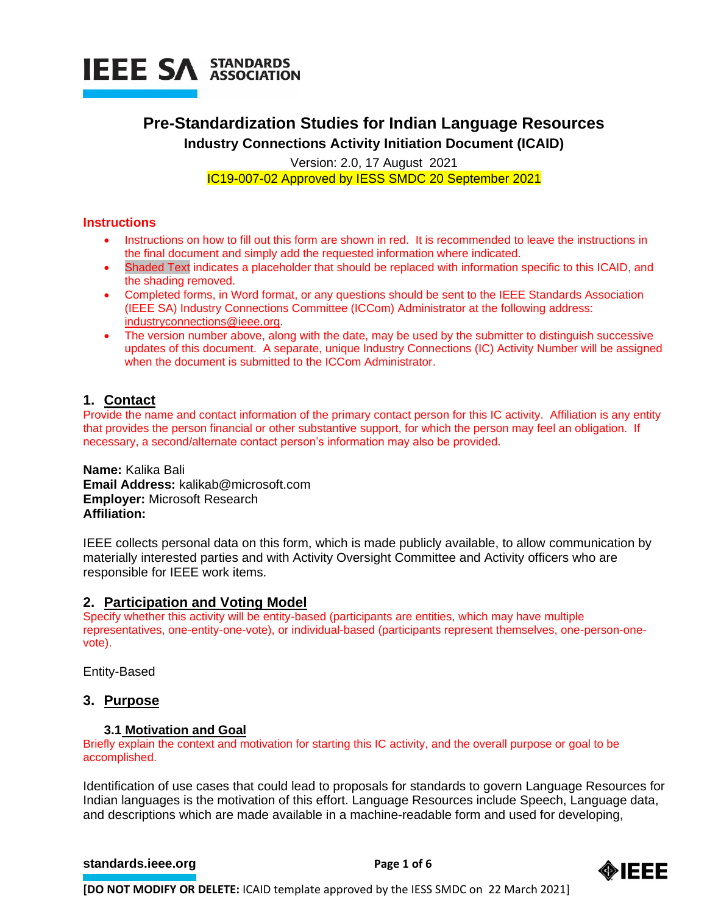# Pre-Standardization Studies for Indian Language Resources

**Industry Connections Activity Initiation Document (ICAID)**

Version: 2.0, 17 August 2021

IC19-007-02 Approved by IESS SMDC 20 September 2021

## Instructions

- Instructions on how to fill out this form are shown in red. It is recommended to leave the instructions in the final document and simply add the requested information where indicated.
- Shaded Text indicates a placeholder that should be replaced with information specific to this ICAID, and the shading removed.
- Completed forms, in Word format, or any questions should be sent to the IEEE Standards Association (IEEE SA) Industry Connections Committee (ICCom) Administrator at the following address: industryconnections@ieee.org.
- The version number above, along with the date, may be used by the submitter to distinguish successive updates of this document. A separate, unique Industry Connections (IC) Activity Number will be assigned when the document is submitted to the ICCom Administrator.

## 1. Contact

Provide the name and contact information of the primary contact person for this IC activity. Affiliation is any entity that provides the person financial or other substantive support, for which the person may feel an obligation. If necessary, a second/alternate contact person's information may also be provided.

**Name:** Kalika Bali
**Email Address:** kalikab@microsoft.com
**Employer:** Microsoft Research
**Affiliation:**

IEEE collects personal data on this form, which is made publicly available, to allow communication by materially interested parties and with Activity Oversight Committee and Activity officers who are responsible for IEEE work items.

## 2. Participation and Voting Model

Specify whether this activity will be entity-based (participants are entities, which may have multiple representatives, one-entity-one-vote), or individual-based (participants represent themselves, one-person-one-vote).

Entity-Based

## 3. Purpose

### 3.1 Motivation and Goal

Briefly explain the context and motivation for starting this IC activity, and the overall purpose or goal to be accomplished.

Identification of use cases that could lead to proposals for standards to govern Language Resources for Indian languages is the motivation of this effort. Language Resources include Speech, Language data, and descriptions which are made available in a machine-readable form and used for developing,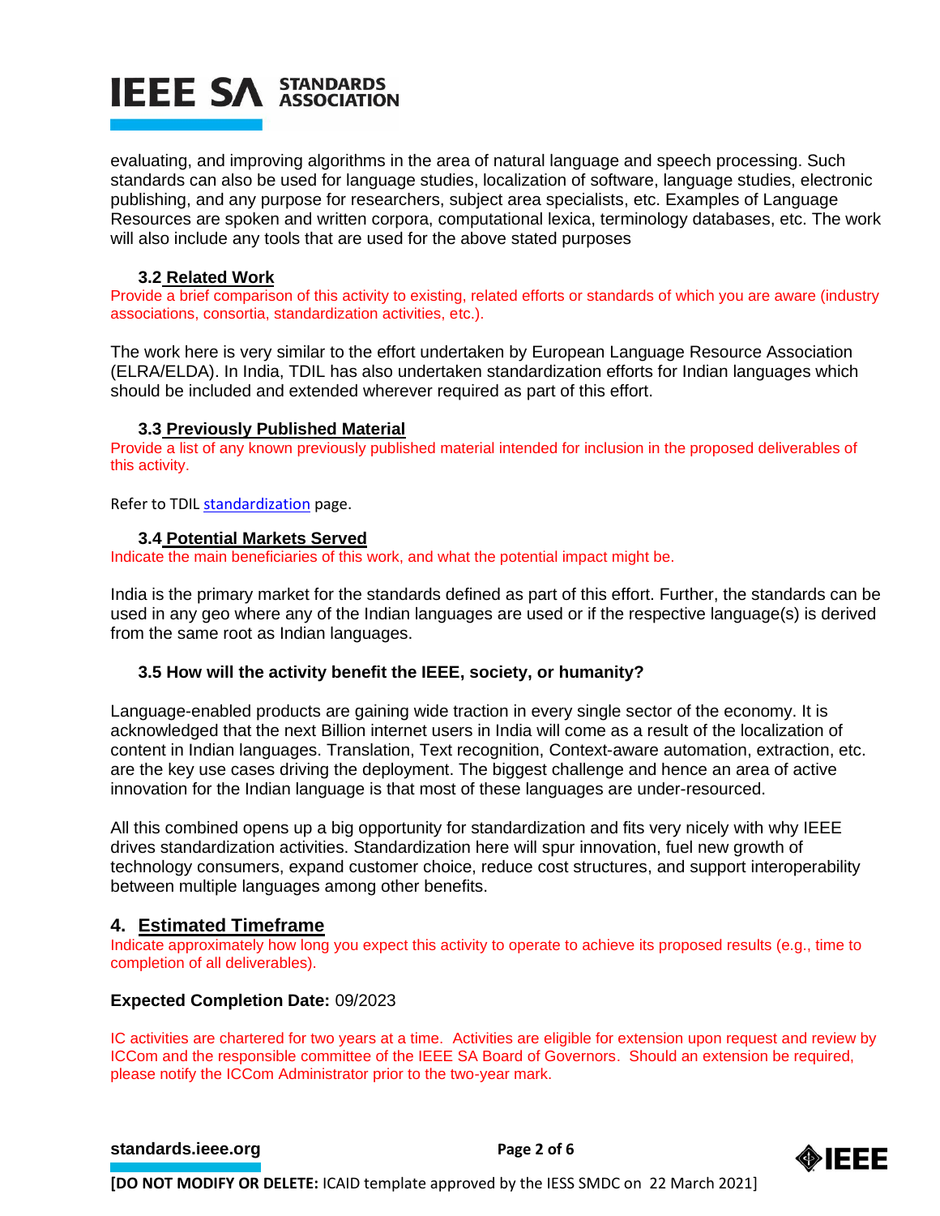evaluating, and improving algorithms in the area of natural language and speech processing. Such standards can also be used for language studies, localization of software, language studies, electronic publishing, and any purpose for researchers, subject area specialists, etc. Examples of Language Resources are spoken and written corpora, computational lexica, terminology databases, etc. The work will also include any tools that are used for the above stated purposes

### 3.2 Related Work

Provide a brief comparison of this activity to existing, related efforts or standards of which you are aware (industry associations, consortia, standardization activities, etc.).

The work here is very similar to the effort undertaken by European Language Resource Association (ELRA/ELDA). In India, TDIL has also undertaken standardization efforts for Indian languages which should be included and extended wherever required as part of this effort.

### 3.3 Previously Published Material

Provide a list of any known previously published material intended for inclusion in the proposed deliverables of this activity.

Refer to TDIL standardization page.

### 3.4 Potential Markets Served

Indicate the main beneficiaries of this work, and what the potential impact might be.

India is the primary market for the standards defined as part of this effort. Further, the standards can be used in any geo where any of the Indian languages are used or if the respective language(s) is derived from the same root as Indian languages.

### 3.5 How will the activity benefit the IEEE, society, or humanity?

Language-enabled products are gaining wide traction in every single sector of the economy. It is acknowledged that the next Billion internet users in India will come as a result of the localization of content in Indian languages. Translation, Text recognition, Context-aware automation, extraction, etc. are the key use cases driving the deployment. The biggest challenge and hence an area of active innovation for the Indian language is that most of these languages are under-resourced.

All this combined opens up a big opportunity for standardization and fits very nicely with why IEEE drives standardization activities. Standardization here will spur innovation, fuel new growth of technology consumers, expand customer choice, reduce cost structures, and support interoperability between multiple languages among other benefits.

## 4. Estimated Timeframe

Indicate approximately how long you expect this activity to operate to achieve its proposed results (e.g., time to completion of all deliverables).

**Expected Completion Date:** 09/2023

IC activities are chartered for two years at a time. Activities are eligible for extension upon request and review by ICCom and the responsible committee of the IEEE SA Board of Governors. Should an extension be required, please notify the ICCom Administrator prior to the two-year mark.

**[DO NOT MODIFY OR DELETE:** ICAID template approved by the IESS SMDC on 22 March 2021]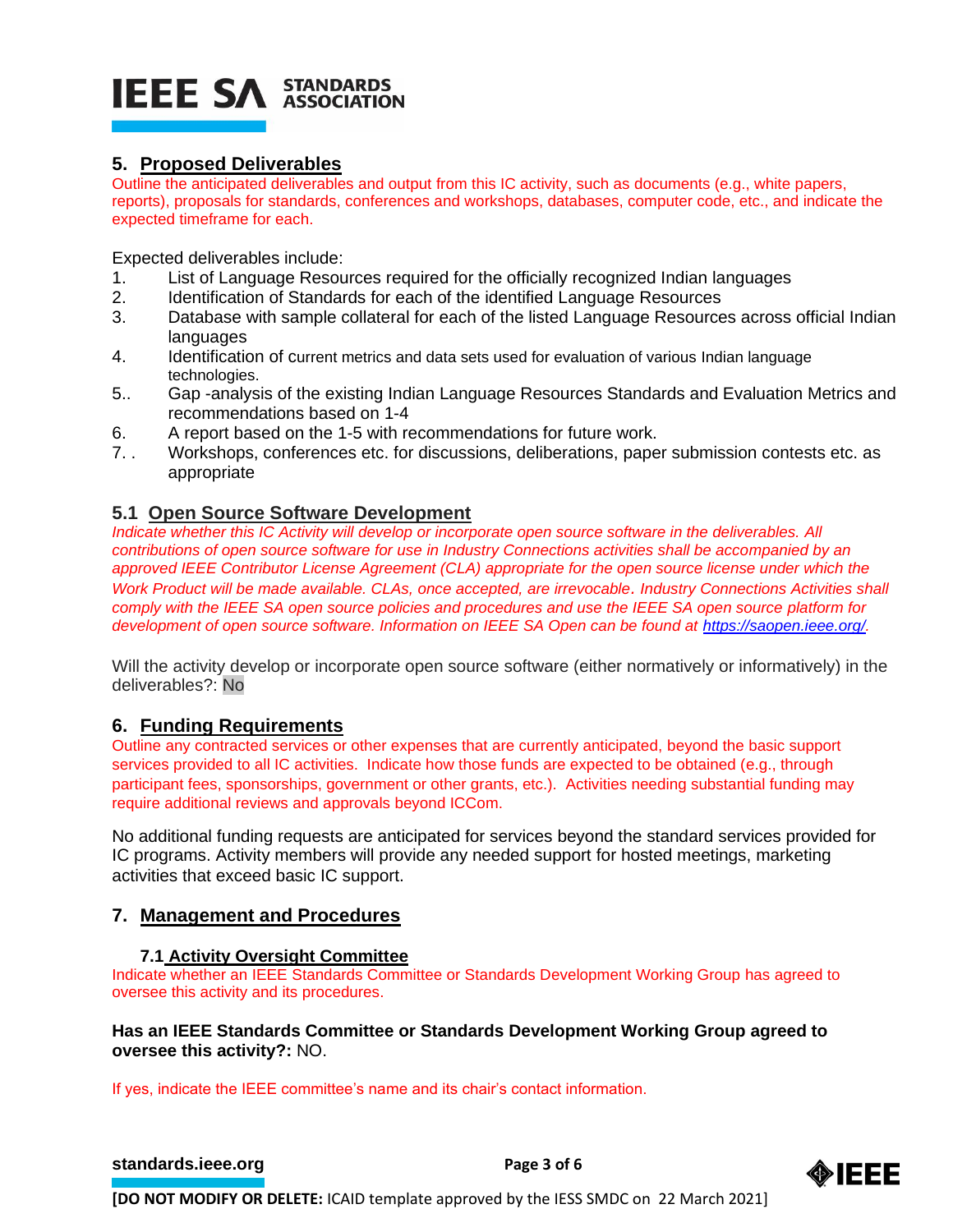## 5. Proposed Deliverables

Outline the anticipated deliverables and output from this IC activity, such as documents (e.g., white papers, reports), proposals for standards, conferences and workshops, databases, computer code, etc., and indicate the expected timeframe for each.

Expected deliverables include:

1. List of Language Resources required for the officially recognized Indian languages
2. Identification of Standards for each of the identified Language Resources
3. Database with sample collateral for each of the listed Language Resources across official Indian languages
4. Identification of current metrics and data sets used for evaluation of various Indian language technologies.
5. Gap -analysis of the existing Indian Language Resources Standards and Evaluation Metrics and recommendations based on 1-4
6. A report based on the 1-5 with recommendations for future work.
7. Workshops, conferences etc. for discussions, deliberations, paper submission contests etc. as appropriate

### 5.1 Open Source Software Development

*Indicate whether this IC Activity will develop or incorporate open source software in the deliverables. All contributions of open source software for use in Industry Connections activities shall be accompanied by an approved IEEE Contributor License Agreement (CLA) appropriate for the open source license under which the Work Product will be made available. CLAs, once accepted, are irrevocable. Industry Connections Activities shall comply with the IEEE SA open source policies and procedures and use the IEEE SA open source platform for development of open source software. Information on IEEE SA Open can be found at https://saopen.ieee.org/.*

Will the activity develop or incorporate open source software (either normatively or informatively) in the deliverables?: No

## 6. Funding Requirements

Outline any contracted services or other expenses that are currently anticipated, beyond the basic support services provided to all IC activities. Indicate how those funds are expected to be obtained (e.g., through participant fees, sponsorships, government or other grants, etc.). Activities needing substantial funding may require additional reviews and approvals beyond ICCom.

No additional funding requests are anticipated for services beyond the standard services provided for IC programs. Activity members will provide any needed support for hosted meetings, marketing activities that exceed basic IC support.

## 7. Management and Procedures

### 7.1 Activity Oversight Committee

Indicate whether an IEEE Standards Committee or Standards Development Working Group has agreed to oversee this activity and its procedures.

**Has an IEEE Standards Committee or Standards Development Working Group agreed to oversee this activity?:** NO.

If yes, indicate the IEEE committee's name and its chair's contact information.

**[DO NOT MODIFY OR DELETE:** ICAID template approved by the IESS SMDC on 22 March 2021]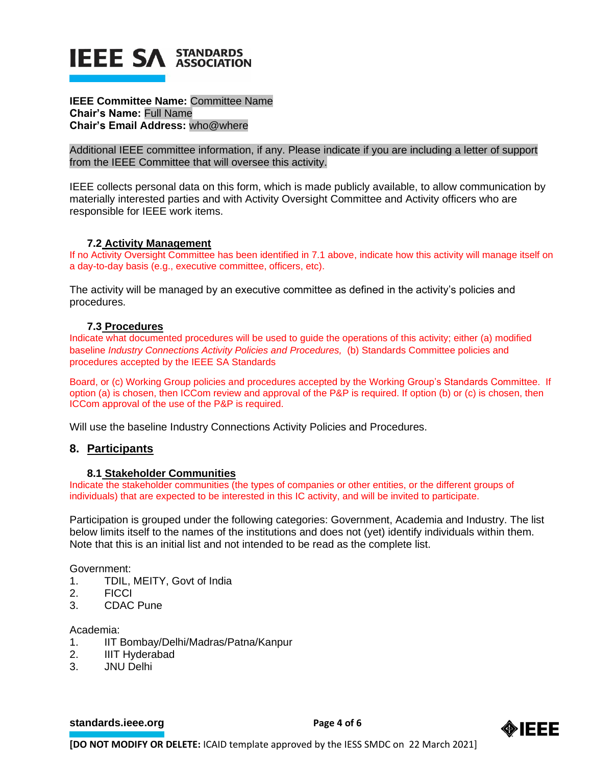**IEEE Committee Name:** Committee Name
**Chair's Name:** Full Name
**Chair's Email Address:** who@where

Additional IEEE committee information, if any. Please indicate if you are including a letter of support from the IEEE Committee that will oversee this activity.

IEEE collects personal data on this form, which is made publicly available, to allow communication by materially interested parties and with Activity Oversight Committee and Activity officers who are responsible for IEEE work items.

### 7.2 Activity Management

If no Activity Oversight Committee has been identified in 7.1 above, indicate how this activity will manage itself on a day-to-day basis (e.g., executive committee, officers, etc).

The activity will be managed by an executive committee as defined in the activity's policies and procedures.

### 7.3 Procedures

Indicate what documented procedures will be used to guide the operations of this activity; either (a) modified baseline *Industry Connections Activity Policies and Procedures,* (b) Standards Committee policies and procedures accepted by the IEEE SA Standards

Board, or (c) Working Group policies and procedures accepted by the Working Group's Standards Committee. If option (a) is chosen, then ICCom review and approval of the P&P is required. If option (b) or (c) is chosen, then ICCom approval of the use of the P&P is required.

Will use the baseline Industry Connections Activity Policies and Procedures.

## 8. Participants

### 8.1 Stakeholder Communities

Indicate the stakeholder communities (the types of companies or other entities, or the different groups of individuals) that are expected to be interested in this IC activity, and will be invited to participate.

Participation is grouped under the following categories: Government, Academia and Industry. The list below limits itself to the names of the institutions and does not (yet) identify individuals within them. Note that this is an initial list and not intended to be read as the complete list.

Government:

1. TDIL, MEITY, Govt of India
2. FICCI
3. CDAC Pune

Academia:

1. IIT Bombay/Delhi/Madras/Patna/Kanpur
2. IIIT Hyderabad
3. JNU Delhi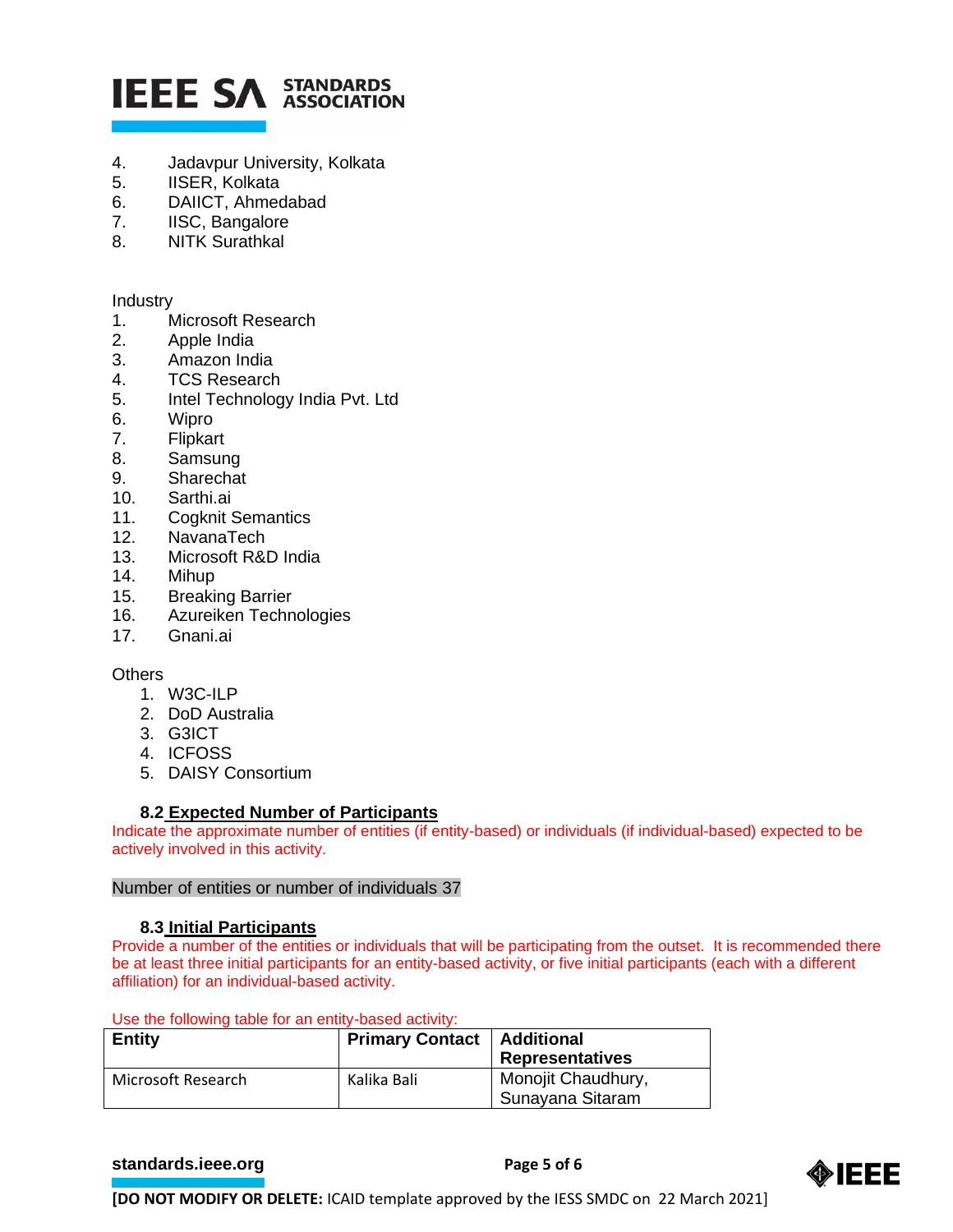4. Jadavpur University, Kolkata
5. IISER, Kolkata
6. DAIICT, Ahmedabad
7. IISC, Bangalore
8. NITK Surathkal

Industry

1. Microsoft Research
2. Apple India
3. Amazon India
4. TCS Research
5. Intel Technology India Pvt. Ltd
6. Wipro
7. Flipkart
8. Samsung
9. Sharechat
10. Sarthi.ai
11. Cogknit Semantics
12. NavanaTech
13. Microsoft R&D India
14. Mihup
15. Breaking Barrier
16. Azureiken Technologies
17. Gnani.ai

Others

1. W3C-ILP
2. DoD Australia
3. G3ICT
4. ICFOSS
5. DAISY Consortium

### 8.2 Expected Number of Participants

Indicate the approximate number of entities (if entity-based) or individuals (if individual-based) expected to be actively involved in this activity.

Number of entities or number of individuals 37

### 8.3 Initial Participants

Provide a number of the entities or individuals that will be participating from the outset. It is recommended there be at least three initial participants for an entity-based activity, or five initial participants (each with a different affiliation) for an individual-based activity.

Use the following table for an entity-based activity:

| Entity | Primary Contact | Additional Representatives |
|---|---|---|
| Microsoft Research | Kalika Bali | Monojit Chaudhury, Sunayana Sitaram |

**[DO NOT MODIFY OR DELETE:** ICAID template approved by the IESS SMDC on 22 March 2021]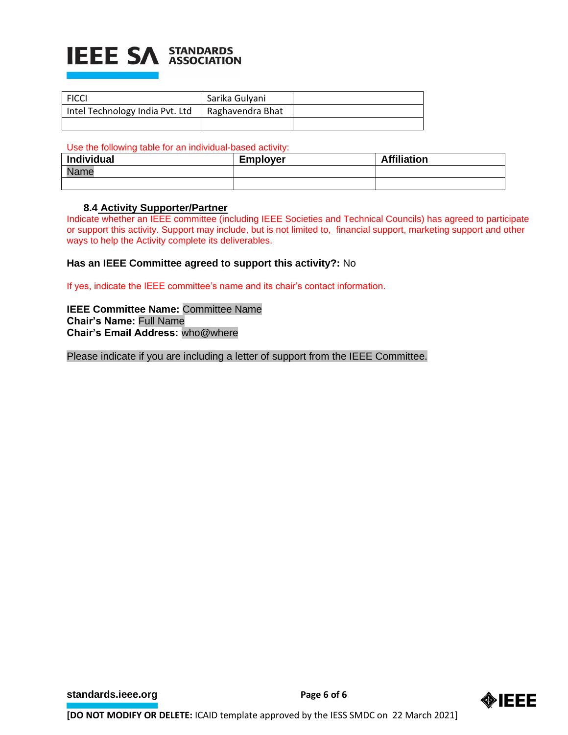| | | |
|---|---|---|
| FICCI | Sarika Gulyani | |
| Intel Technology India Pvt. Ltd | Raghavendra Bhat | |
| | | |

Use the following table for an individual-based activity:

| Individual | Employer | Affiliation |
|---|---|---|
| Name | | |
| | | |

### 8.4 Activity Supporter/Partner

Indicate whether an IEEE committee (including IEEE Societies and Technical Councils) has agreed to participate or support this activity. Support may include, but is not limited to, financial support, marketing support and other ways to help the Activity complete its deliverables.

**Has an IEEE Committee agreed to support this activity?:** No

If yes, indicate the IEEE committee's name and its chair's contact information.

**IEEE Committee Name:** Committee Name
**Chair's Name:** Full Name
**Chair's Email Address:** who@where

Please indicate if you are including a letter of support from the IEEE Committee.

**[DO NOT MODIFY OR DELETE:** ICAID template approved by the IESS SMDC on 22 March 2021]